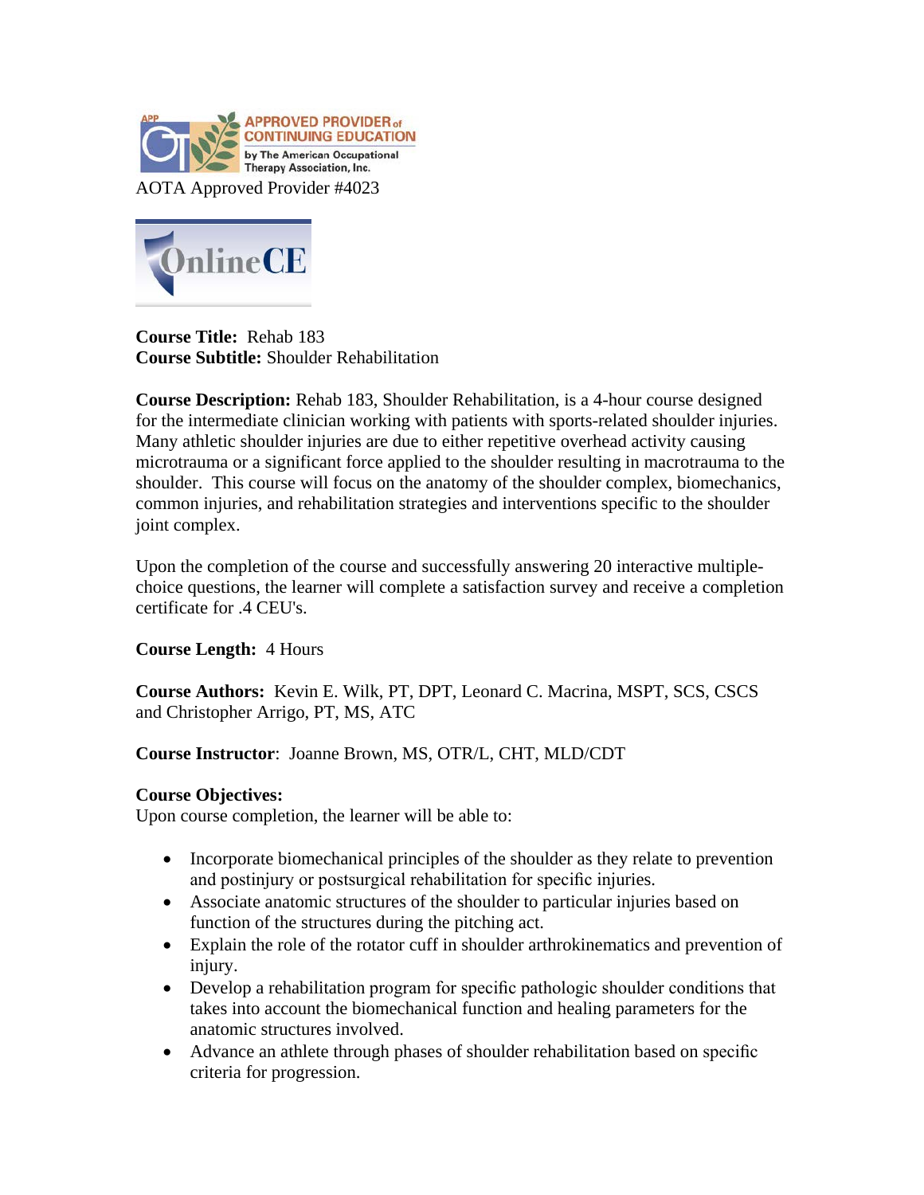AOTA Approved Provider #4023

**Course Title:** Rehab 183
**Course Subtitle:** Shoulder Rehabilitation

**Course Description:** Rehab 183, Shoulder Rehabilitation, is a 4-hour course designed for the intermediate clinician working with patients with sports-related shoulder injuries. Many athletic shoulder injuries are due to either repetitive overhead activity causing microtrauma or a significant force applied to the shoulder resulting in macrotrauma to the shoulder. This course will focus on the anatomy of the shoulder complex, biomechanics, common injuries, and rehabilitation strategies and interventions specific to the shoulder joint complex.

Upon the completion of the course and successfully answering 20 interactive multiple-choice questions, the learner will complete a satisfaction survey and receive a completion certificate for .4 CEU's.

**Course Length:** 4 Hours

**Course Authors:** Kevin E. Wilk, PT, DPT, Leonard C. Macrina, MSPT, SCS, CSCS and Christopher Arrigo, PT, MS, ATC

**Course Instructor**: Joanne Brown, MS, OTR/L, CHT, MLD/CDT

**Course Objectives:**
Upon course completion, the learner will be able to:

- Incorporate biomechanical principles of the shoulder as they relate to prevention and postinjury or postsurgical rehabilitation for specific injuries.
- Associate anatomic structures of the shoulder to particular injuries based on function of the structures during the pitching act.
- Explain the role of the rotator cuff in shoulder arthrokinematics and prevention of injury.
- Develop a rehabilitation program for specific pathologic shoulder conditions that takes into account the biomechanical function and healing parameters for the anatomic structures involved.
- Advance an athlete through phases of shoulder rehabilitation based on specific criteria for progression.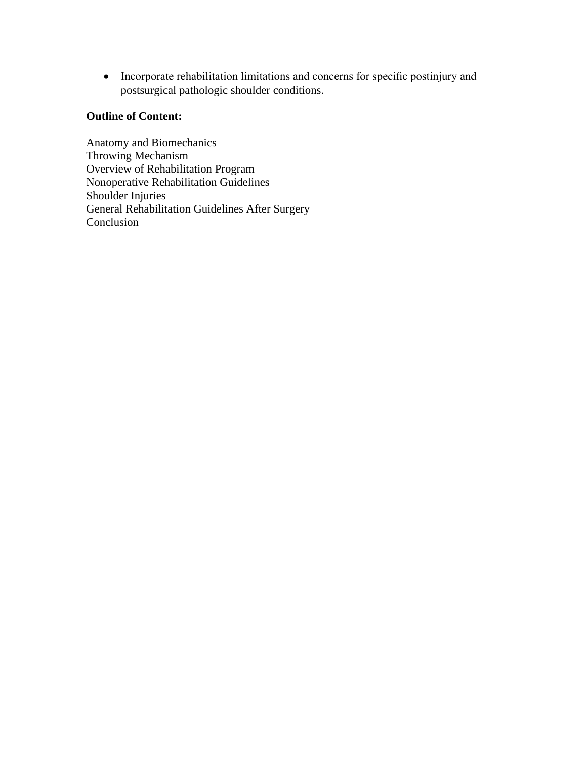- Incorporate rehabilitation limitations and concerns for specific postinjury and postsurgical pathologic shoulder conditions.

**Outline of Content:**

Anatomy and Biomechanics
Throwing Mechanism
Overview of Rehabilitation Program
Nonoperative Rehabilitation Guidelines
Shoulder Injuries
General Rehabilitation Guidelines After Surgery
Conclusion